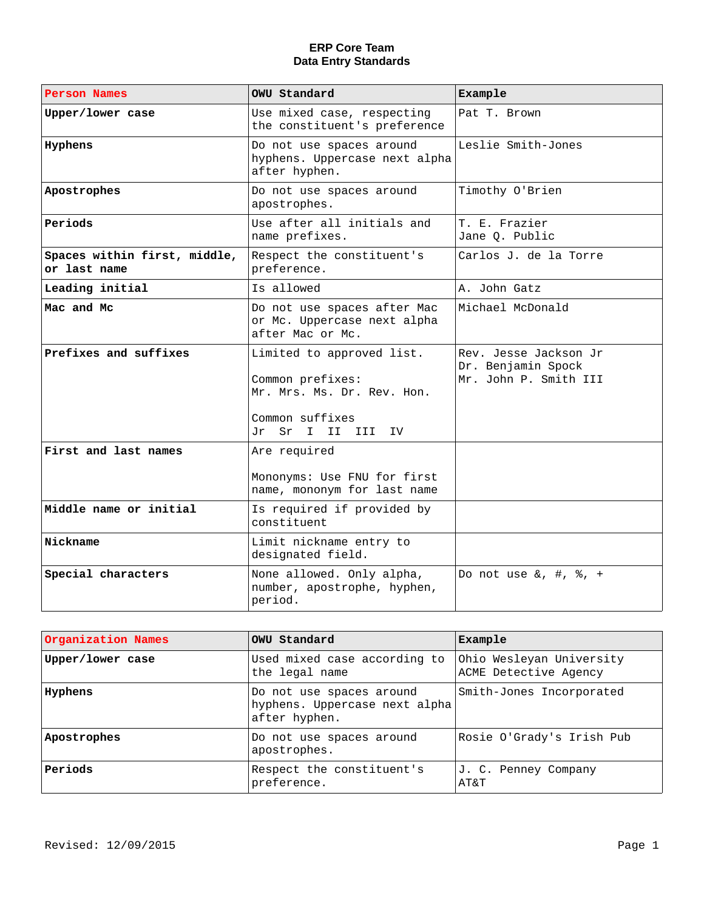# ERP Core Team
## Data Entry Standards

| Person Names | OWU Standard | Example |
|---|---|---|
| **Upper/lower case** | Use mixed case, respecting the constituent's preference | Pat T. Brown |
| **Hyphens** | Do not use spaces around hyphens. Uppercase next alpha after hyphen. | Leslie Smith-Jones |
| **Apostrophes** | Do not use spaces around apostrophes. | Timothy O'Brien |
| **Periods** | Use after all initials and name prefixes. | T. E. Frazier<br>Jane Q. Public |
| **Spaces within first, middle, or last name** | Respect the constituent's preference. | Carlos J. de la Torre |
| **Leading initial** | Is allowed | A. John Gatz |
| **Mac and Mc** | Do not use spaces after Mac or Mc. Uppercase next alpha after Mac or Mc. | Michael McDonald |
| **Prefixes and suffixes** | Limited to approved list.<br><br>Common prefixes:<br>Mr. Mrs. Ms. Dr. Rev. Hon.<br><br>Common suffixes<br>Jr Sr I II III IV | Rev. Jesse Jackson Jr<br>Dr. Benjamin Spock<br>Mr. John P. Smith III |
| **First and last names** | Are required<br><br>Mononyms: Use FNU for first name, mononym for last name | |
| **Middle name or initial** | Is required if provided by constituent | |
| **Nickname** | Limit nickname entry to designated field. | |
| **Special characters** | None allowed. Only alpha, number, apostrophe, hyphen, period. | Do not use &, #, %, + |

| Organization Names | OWU Standard | Example |
|---|---|---|
| **Upper/lower case** | Used mixed case according to the legal name | Ohio Wesleyan University<br>ACME Detective Agency |
| **Hyphens** | Do not use spaces around hyphens. Uppercase next alpha after hyphen. | Smith-Jones Incorporated |
| **Apostrophes** | Do not use spaces around apostrophes. | Rosie O'Grady's Irish Pub |
| **Periods** | Respect the constituent's preference. | J. C. Penney Company<br>AT&T |

Revised: 12/09/2015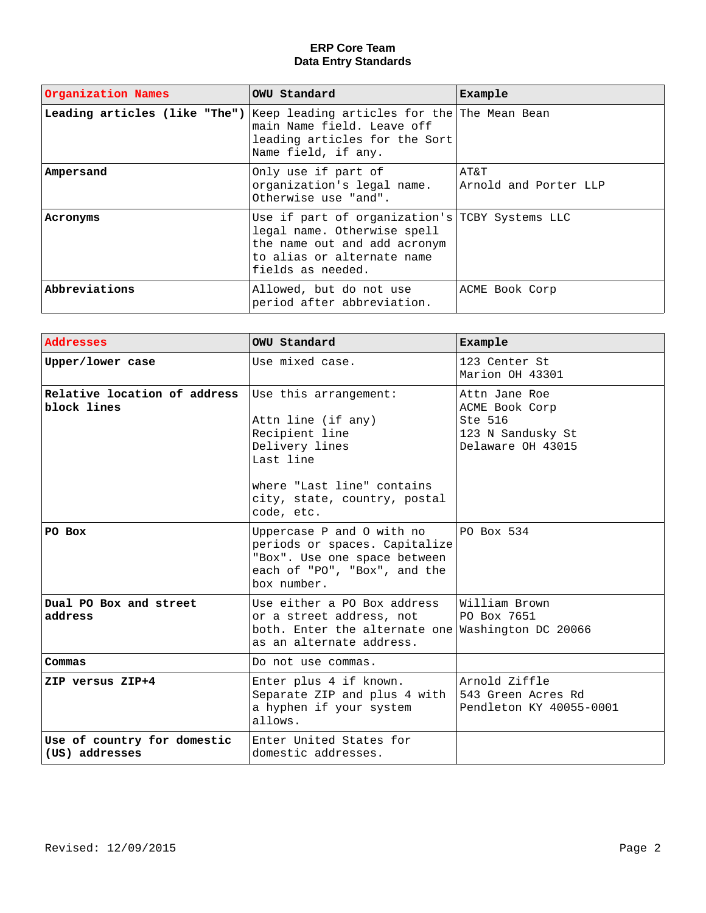**ERP Core Team**
**Data Entry Standards**

| Organization Names | OWU Standard | Example |
| --- | --- | --- |
| **Leading articles (like "The")** | Keep leading articles for the main Name field. Leave off leading articles for the Sort Name field, if any. | The Mean Bean |
| **Ampersand** | Only use if part of organization's legal name. Otherwise use "and". | AT&T<br>Arnold and Porter LLP |
| **Acronyms** | Use if part of organization's legal name. Otherwise spell the name out and add acronym to alias or alternate name fields as needed. | TCBY Systems LLC |
| **Abbreviations** | Allowed, but do not use period after abbreviation. | ACME Book Corp |

| Addresses | OWU Standard | Example |
| --- | --- | --- |
| **Upper/lower case** | Use mixed case. | 123 Center St<br>Marion OH 43301 |
| **Relative location of address block lines** | Use this arrangement:<br><br>Attn line (if any)<br>Recipient line<br>Delivery lines<br>Last line<br><br>where "Last line" contains city, state, country, postal code, etc. | Attn Jane Roe<br>ACME Book Corp<br>Ste 516<br>123 N Sandusky St<br>Delaware OH 43015 |
| **PO Box** | Uppercase P and O with no periods or spaces. Capitalize "Box". Use one space between each of "PO", "Box", and the box number. | PO Box 534 |
| **Dual PO Box and street address** | Use either a PO Box address or a street address, not both. Enter the alternate one as an alternate address. | William Brown<br>PO Box 7651<br>Washington DC 20066 |
| **Commas** | Do not use commas. | |
| **ZIP versus ZIP+4** | Enter plus 4 if known. Separate ZIP and plus 4 with a hyphen if your system allows. | Arnold Ziffle<br>543 Green Acres Rd<br>Pendleton KY 40055-0001 |
| **Use of country for domestic (US) addresses** | Enter United States for domestic addresses. | |

Revised: 12/09/2015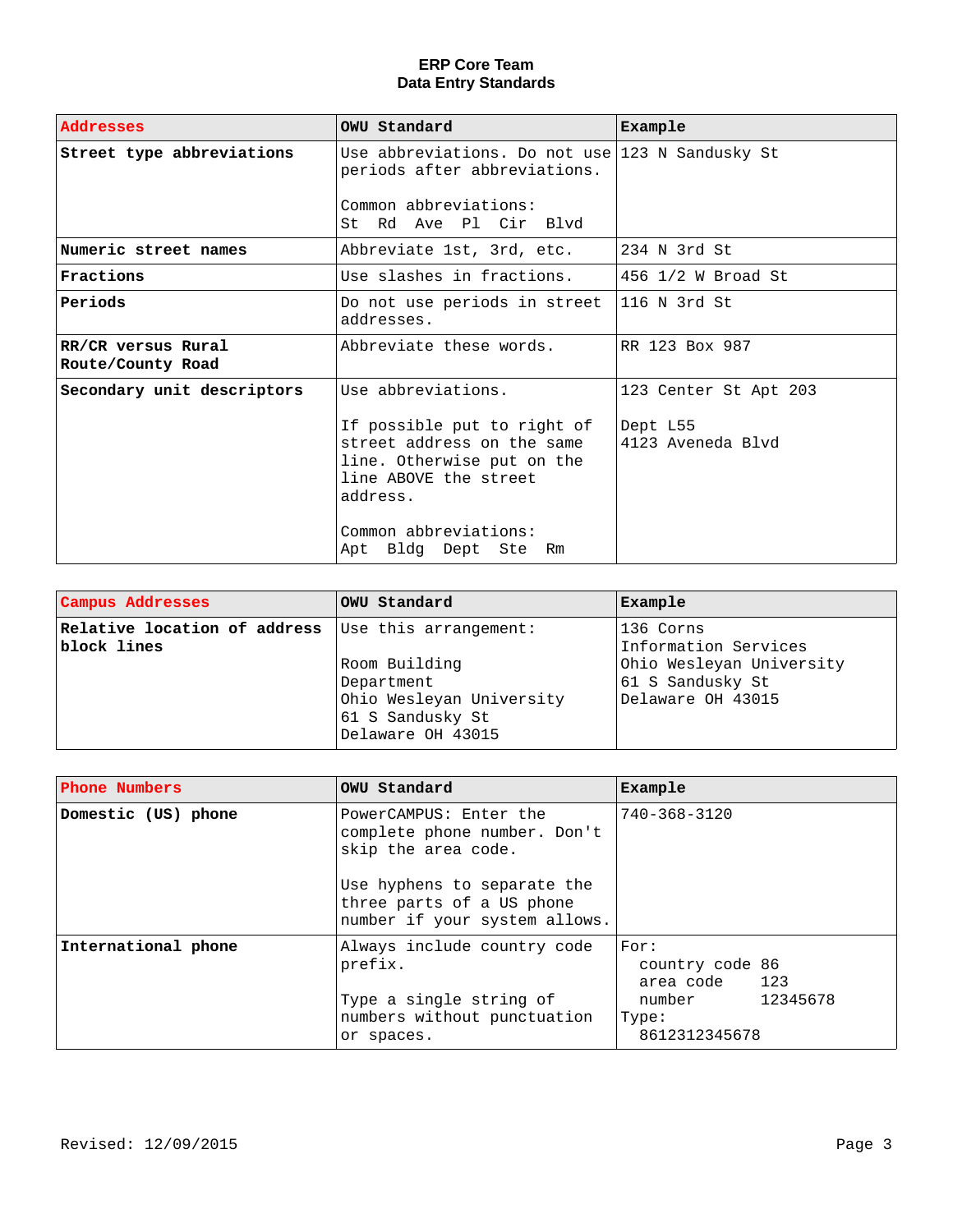**ERP Core Team**
**Data Entry Standards**

| Addresses | OWU Standard | Example |
|---|---|---|
| **Street type abbreviations** | Use abbreviations. Do not use periods after abbreviations.<br><br>Common abbreviations:<br>St Rd Ave Pl Cir Blvd | 123 N Sandusky St |
| **Numeric street names** | Abbreviate 1st, 3rd, etc. | 234 N 3rd St |
| **Fractions** | Use slashes in fractions. | 456 1/2 W Broad St |
| **Periods** | Do not use periods in street addresses. | 116 N 3rd St |
| **RR/CR versus Rural Route/County Road** | Abbreviate these words. | RR 123 Box 987 |
| **Secondary unit descriptors** | Use abbreviations.<br><br>If possible put to right of street address on the same line. Otherwise put on the line ABOVE the street address.<br><br>Common abbreviations:<br>Apt Bldg Dept Ste Rm | 123 Center St Apt 203<br><br>Dept L55<br>4123 Aveneda Blvd |

| Campus Addresses | OWU Standard | Example |
|---|---|---|
| **Relative location of address block lines** | Use this arrangement:<br><br>Room Building<br>Department<br>Ohio Wesleyan University<br>61 S Sandusky St<br>Delaware OH 43015 | 136 Corns<br>Information Services<br>Ohio Wesleyan University<br>61 S Sandusky St<br>Delaware OH 43015 |

| Phone Numbers | OWU Standard | Example |
|---|---|---|
| **Domestic (US) phone** | PowerCAMPUS: Enter the complete phone number. Don't skip the area code.<br><br>Use hyphens to separate the three parts of a US phone number if your system allows. | 740-368-3120 |
| **International phone** | Always include country code prefix.<br><br>Type a single string of numbers without punctuation or spaces. | For:<br>country code 86<br>area code 123<br>number 12345678<br>Type:<br>8612312345678 |

Revised: 12/09/2015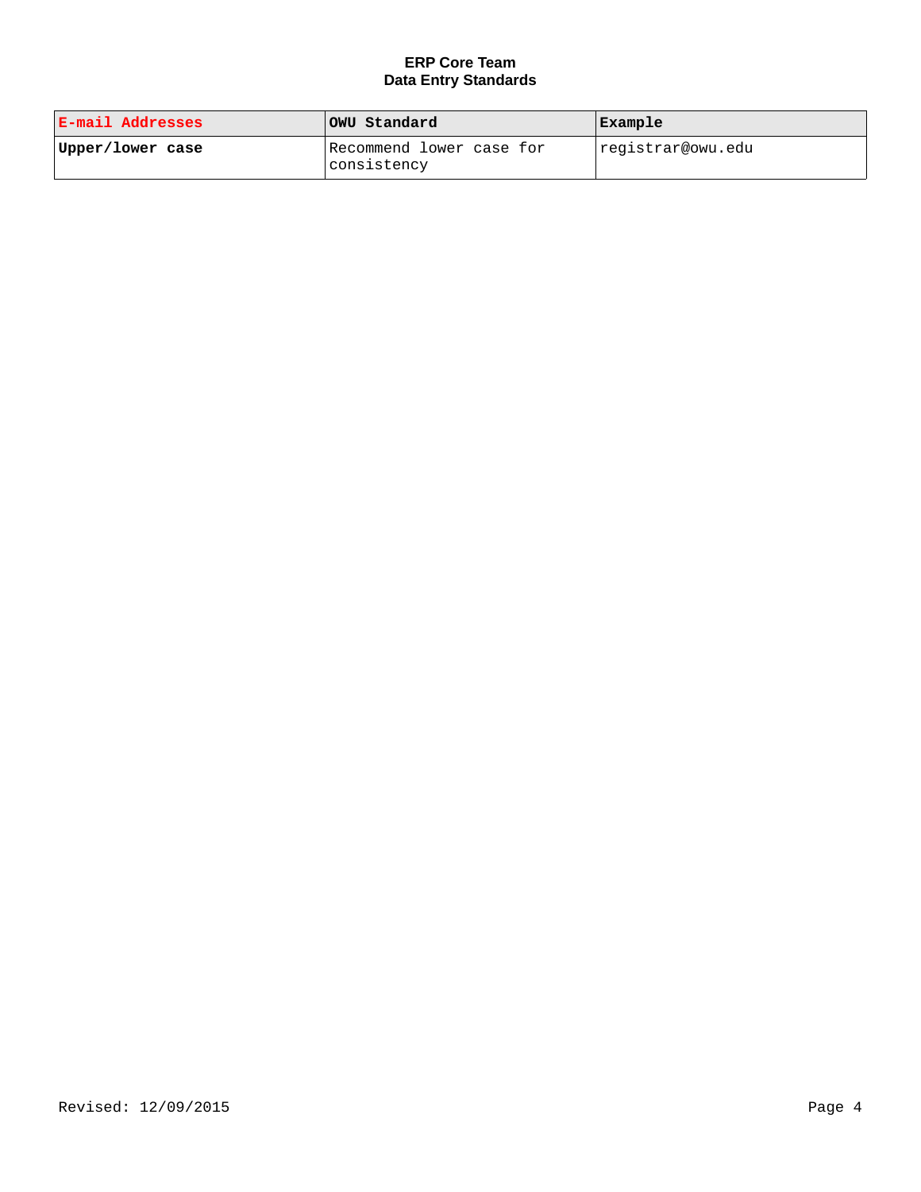**ERP Core Team**
**Data Entry Standards**

| E-mail Addresses | OWU Standard | Example |
|---|---|---|
| **Upper/lower case** | Recommend lower case for consistency | registrar@owu.edu |

Revised: 12/09/2015